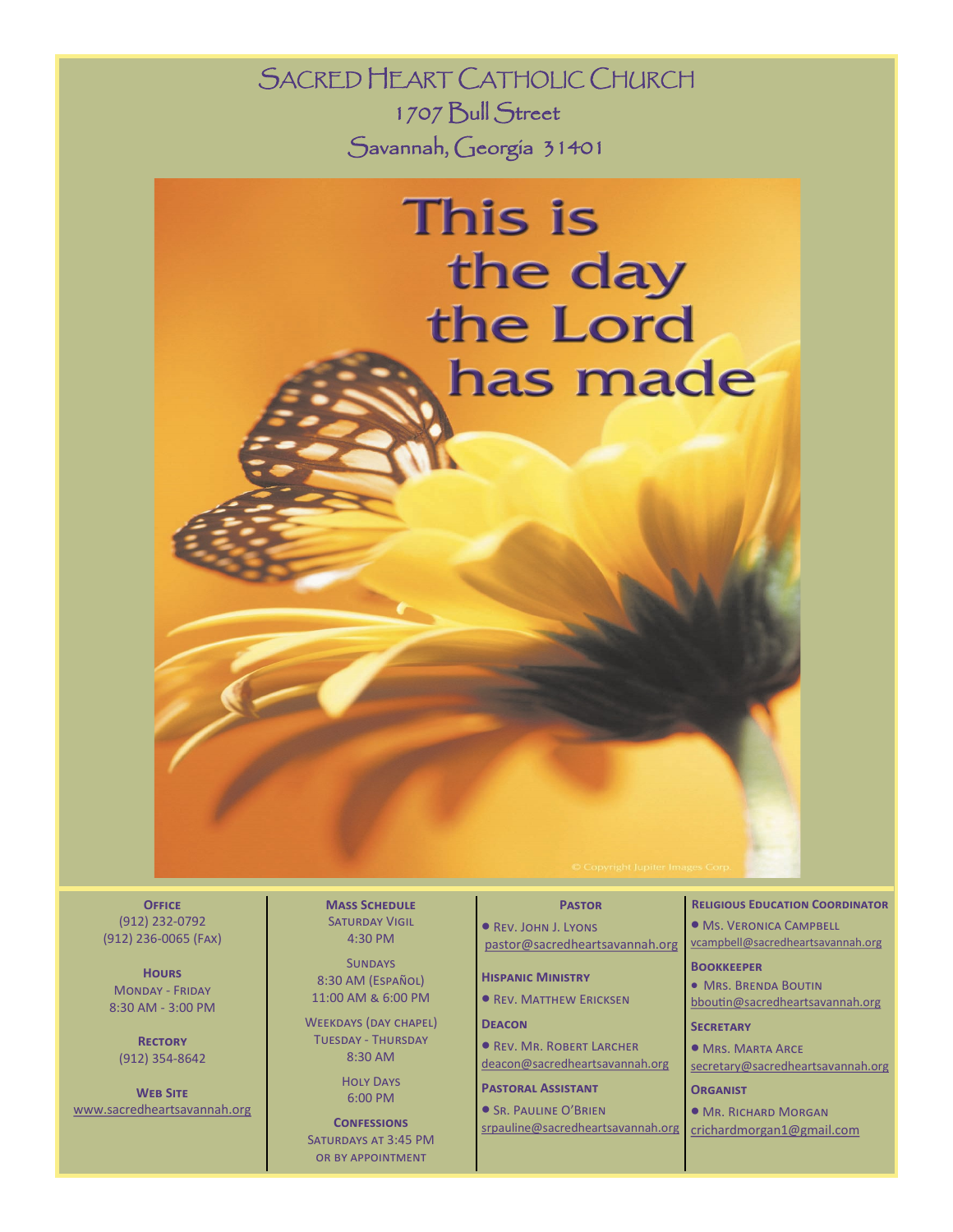# Sacred Heart Catholic Church

1707 Bull Street

Savannah, Georgia 31401

This is the day the Lord has made

© Copyright Jupiter Images Corp.

**Office**
(912) 232-0792
(912) 236-0065 (Fax)

**Hours**
Monday - Friday
8:30 AM - 3:00 PM

**Rectory**
(912) 354-8642

**Web Site**
www.sacredheartsavannah.org

**Mass Schedule**
Saturday Vigil
4:30 PM

Sundays
8:30 AM (Español)
11:00 AM & 6:00 PM

Weekdays (Day Chapel)
Tuesday - Thursday
8:30 AM

Holy Days
6:00 PM

**Confessions**
Saturdays at 3:45 PM
or by appointment

**Pastor**
- Rev. John J. Lyons
pastor@sacredheartsavannah.org

**Hispanic Ministry**
- Rev. Matthew Ericksen

**Deacon**
- Rev. Mr. Robert Larcher
deacon@sacredheartsavannah.org

**Pastoral Assistant**
- Sr. Pauline O'Brien
srpauline@sacredheartsavannah.org

**Religious Education Coordinator**
- Ms. Veronica Campbell
vcampbell@sacredheartsavannah.org

**Bookkeeper**
- Mrs. Brenda Boutin
bboutin@sacredheartsavannah.org

**Secretary**
- Mrs. Marta Arce
secretary@sacredheartsavannah.org

**Organist**
- Mr. Richard Morgan
crichardmorgan1@gmail.com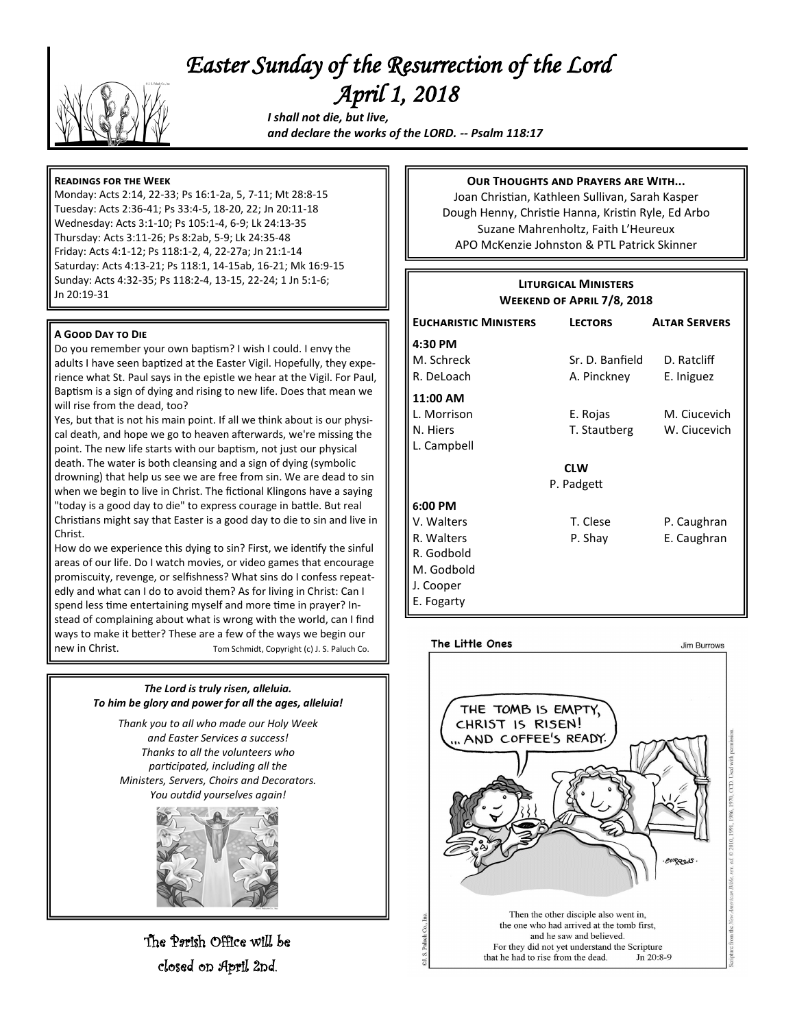# *Easter Sunday of the Resurrection of the Lord*
# *April 1, 2018*

***I shall not die, but live,***
***and declare the works of the LORD. -- Psalm 118:17***

**Readings for the Week**

Monday: Acts 2:14, 22-33; Ps 16:1-2a, 5, 7-11; Mt 28:8-15
Tuesday: Acts 2:36-41; Ps 33:4-5, 18-20, 22; Jn 20:11-18
Wednesday: Acts 3:1-10; Ps 105:1-4, 6-9; Lk 24:13-35
Thursday: Acts 3:11-26; Ps 8:2ab, 5-9; Lk 24:35-48
Friday: Acts 4:1-12; Ps 118:1-2, 4, 22-27a; Jn 21:1-14
Saturday: Acts 4:13-21; Ps 118:1, 14-15ab, 16-21; Mk 16:9-15
Sunday: Acts 4:32-35; Ps 118:2-4, 13-15, 22-24; 1 Jn 5:1-6; Jn 20:19-31

**A Good Day to Die**

Do you remember your own baptism? I wish I could. I envy the adults I have seen baptized at the Easter Vigil. Hopefully, they experience what St. Paul says in the epistle we hear at the Vigil. For Paul, Baptism is a sign of dying and rising to new life. Does that mean we will rise from the dead, too?

Yes, but that is not his main point. If all we think about is our physical death, and hope we go to heaven afterwards, we're missing the point. The new life starts with our baptism, not just our physical death. The water is both cleansing and a sign of dying (symbolic drowning) that help us see we are free from sin. We are dead to sin when we begin to live in Christ. The fictional Klingons have a saying "today is a good day to die" to express courage in battle. But real Christians might say that Easter is a good day to die to sin and live in Christ.

How do we experience this dying to sin? First, we identify the sinful areas of our life. Do I watch movies, or video games that encourage promiscuity, revenge, or selfishness? What sins do I confess repeatedly and what can I do to avoid them? As for living in Christ: Can I spend less time entertaining myself and more time in prayer? Instead of complaining about what is wrong with the world, can I find ways to make it better? These are a few of the ways we begin our new in Christ. Tom Schmidt, Copyright (c) J. S. Paluch Co.

***The Lord is truly risen, alleluia.***
***To him be glory and power for all the ages, alleluia!***

*Thank you to all who made our Holy Week and Easter Services a success! Thanks to all the volunteers who participated, including all the Ministers, Servers, Choirs and Decorators. You outdid yourselves again!*

The Parish Office will be closed on April 2nd.

**Our Thoughts and Prayers are With...**

Joan Christian, Kathleen Sullivan, Sarah Kasper
Dough Henny, Christie Hanna, Kristin Ryle, Ed Arbo
Suzane Mahrenholtz, Faith L'Heureux
APO McKenzie Johnston & PTL Patrick Skinner

**Liturgical Ministers**
**Weekend of April 7/8, 2018**

| Eucharistic Ministers | Lectors | Altar Servers |
|---|---|---|
| **4:30 PM** | | |
| M. Schreck | Sr. D. Banfield | D. Ratcliff |
| R. DeLoach | A. Pinckney | E. Iniguez |
| **11:00 AM** | | |
| L. Morrison | E. Rojas | M. Ciucevich |
| N. Hiers | T. Stautberg | W. Ciucevich |
| L. Campbell | | |
| | **CLW** | |
| | P. Padgett | |
| **6:00 PM** | | |
| V. Walters | T. Clese | P. Caughran |
| R. Walters | P. Shay | E. Caughran |
| R. Godbold | | |
| M. Godbold | | |
| J. Cooper | | |
| E. Fogarty | | |

The Little Ones — Jim Burrows

Then the other disciple also went in, the one who had arrived at the tomb first, and he saw and believed. For they did not yet understand the Scripture that he had to rise from the dead. Jn 20:8-9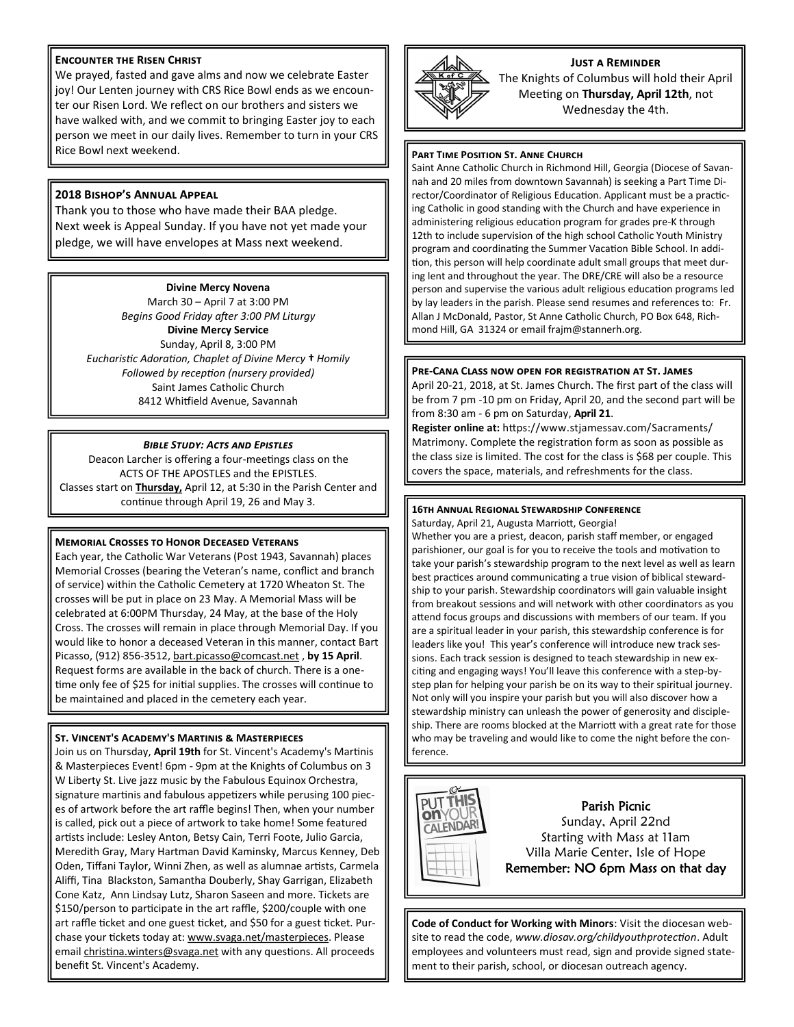### Encounter the Risen Christ

We prayed, fasted and gave alms and now we celebrate Easter joy! Our Lenten journey with CRS Rice Bowl ends as we encounter our Risen Lord. We reflect on our brothers and sisters we have walked with, and we commit to bringing Easter joy to each person we meet in our daily lives. Remember to turn in your CRS Rice Bowl next weekend.

### 2018 Bishop's Annual Appeal

Thank you to those who have made their BAA pledge. Next week is Appeal Sunday. If you have not yet made your pledge, we will have envelopes at Mass next weekend.

**Divine Mercy Novena**
March 30 – April 7 at 3:00 PM
*Begins Good Friday after 3:00 PM Liturgy*
**Divine Mercy Service**
Sunday, April 8, 3:00 PM
*Eucharistic Adoration, Chaplet of Divine Mercy † Homily*
*Followed by reception (nursery provided)*
Saint James Catholic Church
8412 Whitfield Avenue, Savannah

### *Bible Study: Acts and Epistles*

Deacon Larcher is offering a four-meetings class on the ACTS OF THE APOSTLES and the EPISTLES.
Classes start on **Thursday,** April 12, at 5:30 in the Parish Center and continue through April 19, 26 and May 3.

### Memorial Crosses to Honor Deceased Veterans

Each year, the Catholic War Veterans (Post 1943, Savannah) places Memorial Crosses (bearing the Veteran's name, conflict and branch of service) within the Catholic Cemetery at 1720 Wheaton St. The crosses will be put in place on 23 May. A Memorial Mass will be celebrated at 6:00PM Thursday, 24 May, at the base of the Holy Cross. The crosses will remain in place through Memorial Day. If you would like to honor a deceased Veteran in this manner, contact Bart Picasso, (912) 856-3512, bart.picasso@comcast.net , **by 15 April**. Request forms are available in the back of church. There is a one-time only fee of $25 for initial supplies. The crosses will continue to be maintained and placed in the cemetery each year.

### St. Vincent's Academy's Martinis & Masterpieces

Join us on Thursday, **April 19th** for St. Vincent's Academy's Martinis & Masterpieces Event! 6pm - 9pm at the Knights of Columbus on 3 W Liberty St. Live jazz music by the Fabulous Equinox Orchestra, signature martinis and fabulous appetizers while perusing 100 pieces of artwork before the art raffle begins! Then, when your number is called, pick out a piece of artwork to take home! Some featured artists include: Lesley Anton, Betsy Cain, Terri Foote, Julio Garcia, Meredith Gray, Mary Hartman David Kaminsky, Marcus Kenney, Deb Oden, Tiffani Taylor, Winni Zhen, as well as alumnae artists, Carmela Aliffi, Tina Blackston, Samantha Douberly, Shay Garrigan, Elizabeth Cone Katz, Ann Lindsay Lutz, Sharon Saseen and more. Tickets are $150/person to participate in the art raffle, $200/couple with one art raffle ticket and one guest ticket, and $50 for a guest ticket. Purchase your tickets today at: www.svaga.net/masterpieces. Please email christina.winters@svaga.net with any questions. All proceeds benefit St. Vincent's Academy.

### Just a Reminder

The Knights of Columbus will hold their April Meeting on **Thursday, April 12th**, not Wednesday the 4th.

### Part Time Position St. Anne Church

Saint Anne Catholic Church in Richmond Hill, Georgia (Diocese of Savannah and 20 miles from downtown Savannah) is seeking a Part Time Director/Coordinator of Religious Education. Applicant must be a practicing Catholic in good standing with the Church and have experience in administering religious education program for grades pre-K through 12th to include supervision of the high school Catholic Youth Ministry program and coordinating the Summer Vacation Bible School. In addition, this person will help coordinate adult small groups that meet during lent and throughout the year. The DRE/CRE will also be a resource person and supervise the various adult religious education programs led by lay leaders in the parish. Please send resumes and references to: Fr. Allan J McDonald, Pastor, St Anne Catholic Church, PO Box 648, Richmond Hill, GA 31324 or email frajm@stannerh.org.

### Pre-Cana Class now open for registration at St. James

April 20-21, 2018, at St. James Church. The first part of the class will be from 7 pm -10 pm on Friday, April 20, and the second part will be from 8:30 am - 6 pm on Saturday, **April 21**.

**Register online at:** https://www.stjamessav.com/Sacraments/Matrimony. Complete the registration form as soon as possible as the class size is limited. The cost for the class is $68 per couple. This covers the space, materials, and refreshments for the class.

### 16th Annual Regional Stewardship Conference

Saturday, April 21, Augusta Marriott, Georgia!

Whether you are a priest, deacon, parish staff member, or engaged parishioner, our goal is for you to receive the tools and motivation to take your parish's stewardship program to the next level as well as learn best practices around communicating a true vision of biblical stewardship to your parish. Stewardship coordinators will gain valuable insight from breakout sessions and will network with other coordinators as you attend focus groups and discussions with members of our team. If you are a spiritual leader in your parish, this stewardship conference is for leaders like you! This year's conference will introduce new track sessions. Each track session is designed to teach stewardship in new exciting and engaging ways! You'll leave this conference with a step-by-step plan for helping your parish be on its way to their spiritual journey. Not only will you inspire your parish but you will also discover how a stewardship ministry can unleash the power of generosity and discipleship. There are rooms blocked at the Marriott with a great rate for those who may be traveling and would like to come the night before the conference.

Parish Picnic
Sunday, April 22nd
Starting with Mass at 11am
Villa Marie Center, Isle of Hope
Remember: NO 6pm Mass on that day

**Code of Conduct for Working with Minors**: Visit the diocesan website to read the code, *www.diosav.org/childyouthprotection*. Adult employees and volunteers must read, sign and provide signed statement to their parish, school, or diocesan outreach agency.